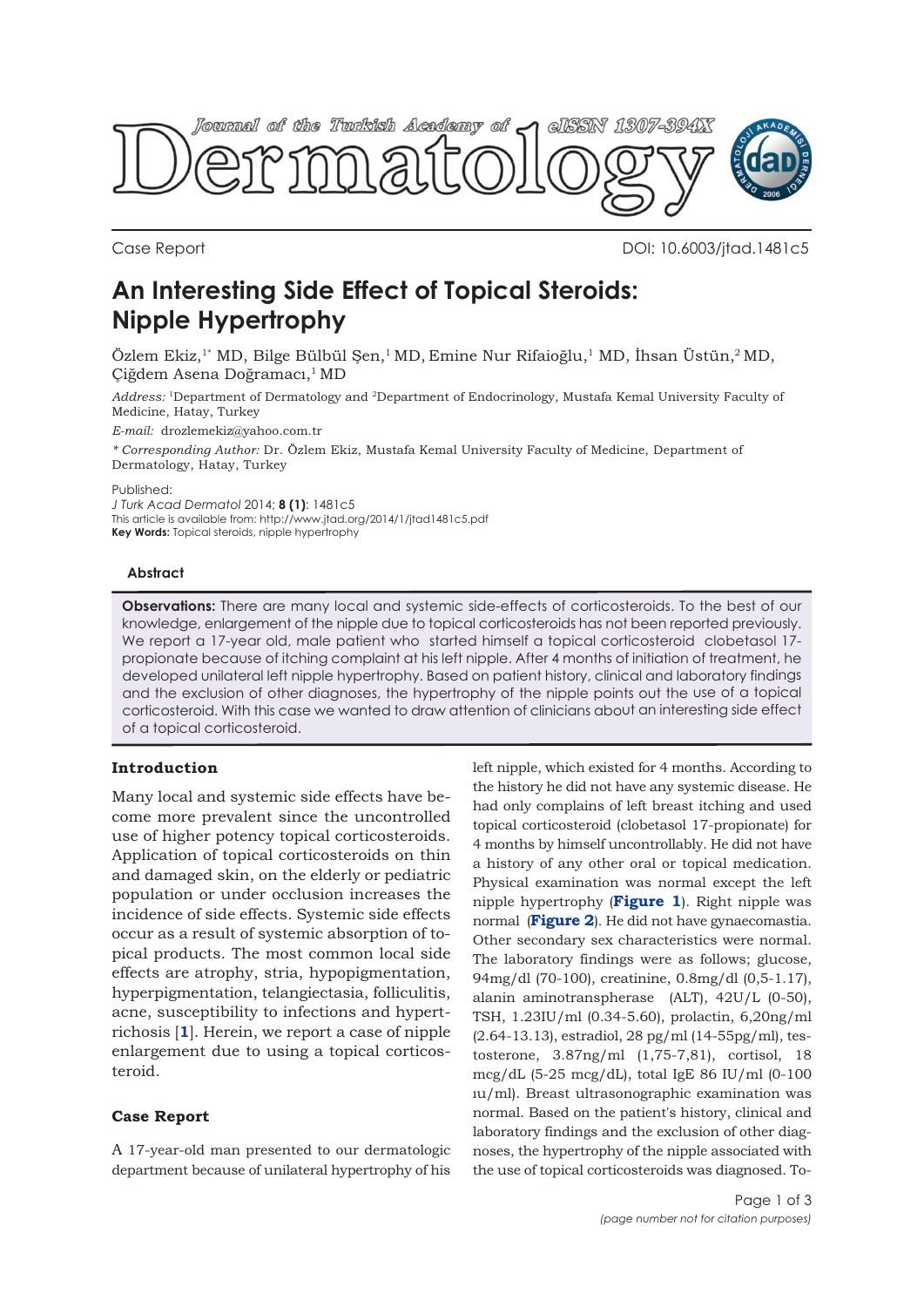Case Report

DOI: 10.6003/jtad.1481c5

# An Interesting Side Effect of Topical Steroids: Nipple Hypertrophy

Özlem Ekiz,[1*] MD, Bilge Bülbül Şen,[1] MD, Emine Nur Rifaioğlu,[1] MD, İhsan Üstün,[2] MD, Çiğdem Asena Doğramacı,[1] MD

*Address:* [1]Department of Dermatology and [2]Department of Endocrinology, Mustafa Kemal University Faculty of Medicine, Hatay, Turkey

*E-mail:* drozlemekiz@yahoo.com.tr

*\* Corresponding Author:* Dr. Özlem Ekiz, Mustafa Kemal University Faculty of Medicine, Department of Dermatology, Hatay, Turkey

Published:
*J Turk Acad Dermatol* 2014; **8 (1)**: 1481c5
This article is available from: http://www.jtad.org/2014/1/jtad1481c5.pdf
**Key Words:** Topical steroids, nipple hypertrophy

### Abstract

**Observations:** There are many local and systemic side-effects of corticosteroids. To the best of our knowledge, enlargement of the nipple due to topical corticosteroids has not been reported previously. We report a 17-year old, male patient who started himself a topical corticosteroid clobetasol 17-propionate because of itching complaint at his left nipple. After 4 months of initiation of treatment, he developed unilateral left nipple hypertrophy. Based on patient history, clinical and laboratory findings and the exclusion of other diagnoses, the hypertrophy of the nipple points out the use of a topical corticosteroid. With this case we wanted to draw attention of clinicians about an interesting side effect of a topical corticosteroid.

## Introduction

Many local and systemic side effects have become more prevalent since the uncontrolled use of higher potency topical corticosteroids. Application of topical corticosteroids on thin and damaged skin, on the elderly or pediatric population or under occlusion increases the incidence of side effects. Systemic side effects occur as a result of systemic absorption of topical products. The most common local side effects are atrophy, stria, hypopigmentation, hyperpigmentation, telangiectasia, folliculitis, acne, susceptibility to infections and hypertrichosis [1]. Herein, we report a case of nipple enlargement due to using a topical corticosteroid.

## Case Report

A 17-year-old man presented to our dermatologic department because of unilateral hypertrophy of his left nipple, which existed for 4 months. According to the history he did not have any systemic disease. He had only complains of left breast itching and used topical corticosteroid (clobetasol 17-propionate) for 4 months by himself uncontrollably. He did not have a history of any other oral or topical medication. Physical examination was normal except the left nipple hypertrophy (**Figure 1**). Right nipple was normal (**Figure 2**). He did not have gynaecomastia. Other secondary sex characteristics were normal. The laboratory findings were as follows; glucose, 94mg/dl (70-100), creatinine, 0.8mg/dl (0,5-1.17), alanin aminotransferase (ALT), 42U/L (0-50), TSH, 1.23IU/ml (0.34-5.60), prolactin, 6,20ng/ml (2.64-13.13), estradiol, 28 pg/ml (14-55pg/ml), testosterone, 3.87ng/ml (1,75-7,81), cortisol, 18 mcg/dL (5-25 mcg/dL), total IgE 86 IU/ml (0-100 ıu/ml). Breast ultrasonographic examination was normal. Based on the patient's history, clinical and laboratory findings and the exclusion of other diagnoses, the hypertrophy of the nipple associated with the use of topical corticosteroids was diagnosed. To-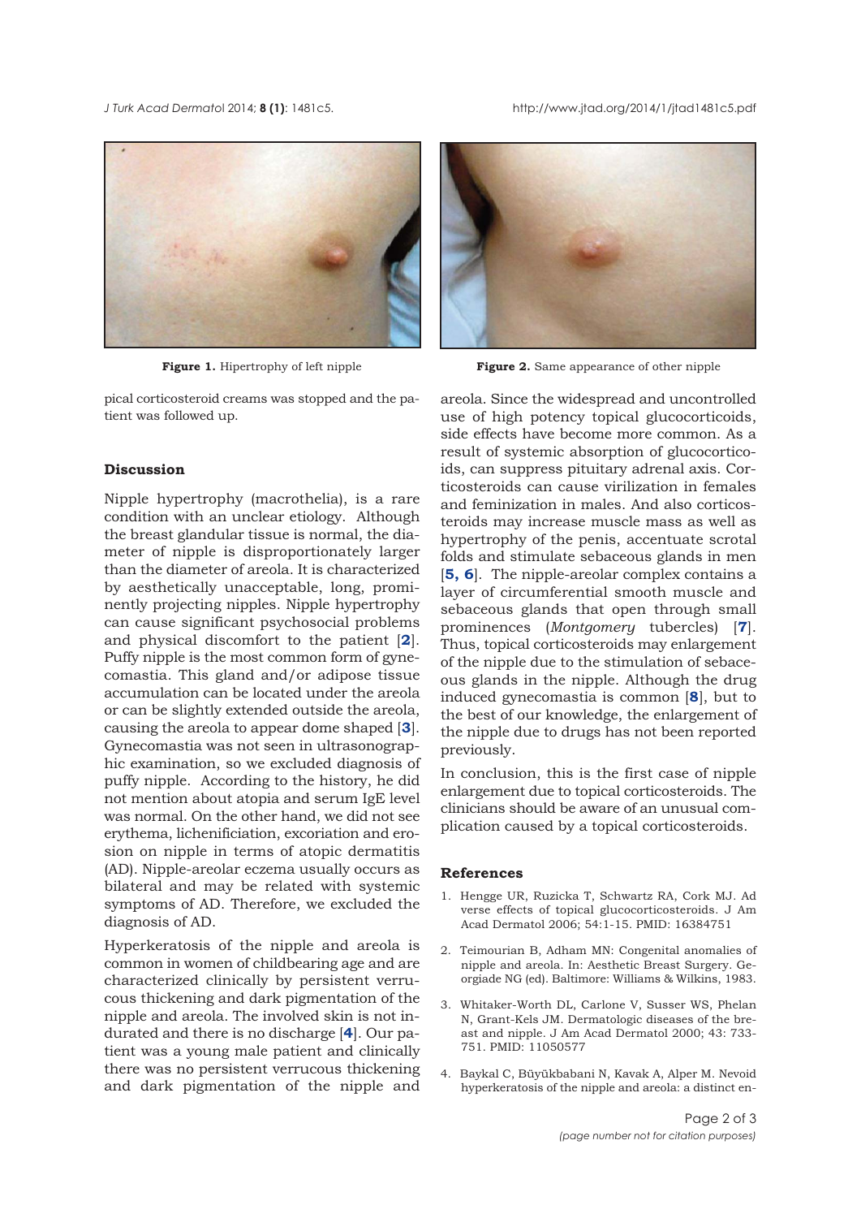**Figure 1.** Hipertrophy of left nipple

**Figure 2.** Same appearance of other nipple

pical corticosteroid creams was stopped and the patient was followed up.

### Discussion

Nipple hypertrophy (macrothelia), is a rare condition with an unclear etiology. Although the breast glandular tissue is normal, the diameter of nipple is disproportionately larger than the diameter of areola. It is characterized by aesthetically unacceptable, long, prominently projecting nipples. Nipple hypertrophy can cause significant psychosocial problems and physical discomfort to the patient [**2**]. Puffy nipple is the most common form of gynecomastia. This gland and/or adipose tissue accumulation can be located under the areola or can be slightly extended outside the areola, causing the areola to appear dome shaped [**3**]. Gynecomastia was not seen in ultrasonographic examination, so we excluded diagnosis of puffy nipple. According to the history, he did not mention about atopia and serum IgE level was normal. On the other hand, we did not see erythema, lichenificiation, excoriation and erosion on nipple in terms of atopic dermatitis (AD). Nipple-areolar eczema usually occurs as bilateral and may be related with systemic symptoms of AD. Therefore, we excluded the diagnosis of AD.

Hyperkeratosis of the nipple and areola is common in women of childbearing age and are characterized clinically by persistent verrucous thickening and dark pigmentation of the nipple and areola. The involved skin is not indurated and there is no discharge [**4**]. Our patient was a young male patient and clinically there was no persistent verrucous thickening and dark pigmentation of the nipple and areola. Since the widespread and uncontrolled use of high potency topical glucocorticoids, side effects have become more common. As a result of systemic absorption of glucocorticoids, can suppress pituitary adrenal axis. Corticosteroids can cause virilization in females and feminization in males. And also corticosteroids may increase muscle mass as well as hypertrophy of the penis, accentuate scrotal folds and stimulate sebaceous glands in men [**5, 6**]. The nipple-areolar complex contains a layer of circumferential smooth muscle and sebaceous glands that open through small prominences (*Montgomery* tubercles) [**7**]. Thus, topical corticosteroids may enlargement of the nipple due to the stimulation of sebaceous glands in the nipple. Although the drug induced gynecomastia is common [**8**], but to the best of our knowledge, the enlargement of the nipple due to drugs has not been reported previously.

In conclusion, this is the first case of nipple enlargement due to topical corticosteroids. The clinicians should be aware of an unusual complication caused by a topical corticosteroids.

### References

1. Hengge UR, Ruzicka T, Schwartz RA, Cork MJ. Ad verse effects of topical glucocorticosteroids. J Am Acad Dermatol 2006; 54:1-15. PMID: 16384751
2. Teimourian B, Adham MN: Congenital anomalies of nipple and areola. In: Aesthetic Breast Surgery. Georgiade NG (ed). Baltimore: Williams & Wilkins, 1983.
3. Whitaker-Worth DL, Carlone V, Susser WS, Phelan N, Grant-Kels JM. Dermatologic diseases of the breast and nipple. J Am Acad Dermatol 2000; 43: 733-751. PMID: 11050577
4. Baykal C, Büyükbabani N, Kavak A, Alper M. Nevoid hyperkeratosis of the nipple and areola: a distinct en-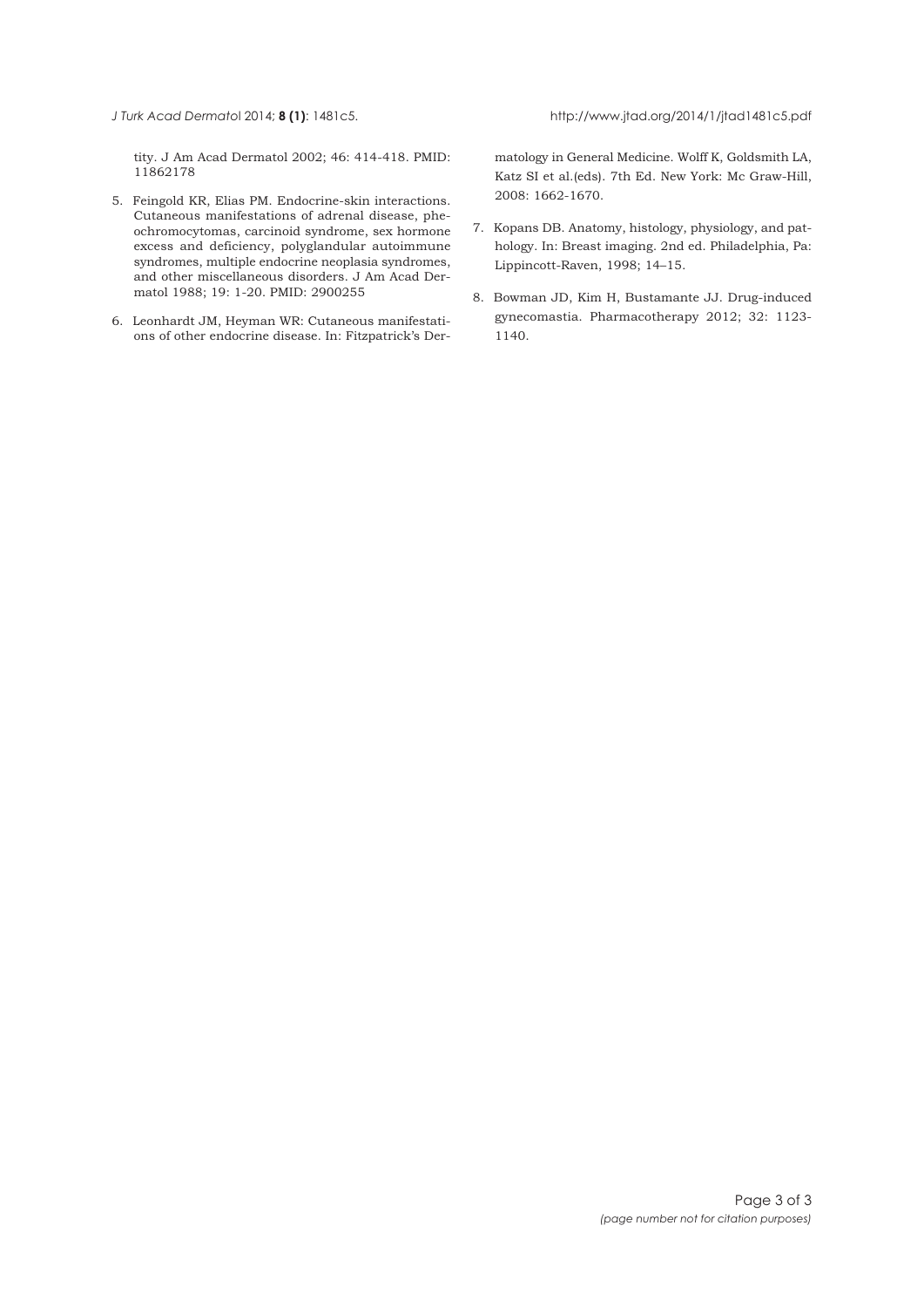tity. J Am Acad Dermatol 2002; 46: 414-418. PMID: 11862178

5. Feingold KR, Elias PM. Endocrine-skin interactions. Cutaneous manifestations of adrenal disease, pheochromocytomas, carcinoid syndrome, sex hormone excess and deficiency, polyglandular autoimmune syndromes, multiple endocrine neoplasia syndromes, and other miscellaneous disorders. J Am Acad Dermatol 1988; 19: 1-20. PMID: 2900255
6. Leonhardt JM, Heyman WR: Cutaneous manifestations of other endocrine disease. In: Fitzpatrick's Dermatology in General Medicine. Wolff K, Goldsmith LA, Katz SI et al.(eds). 7th Ed. New York: Mc Graw-Hill, 2008: 1662-1670.
7. Kopans DB. Anatomy, histology, physiology, and pathology. In: Breast imaging. 2nd ed. Philadelphia, Pa: Lippincott-Raven, 1998; 14–15.
8. Bowman JD, Kim H, Bustamante JJ. Drug-induced gynecomastia. Pharmacotherapy 2012; 32: 1123-1140.